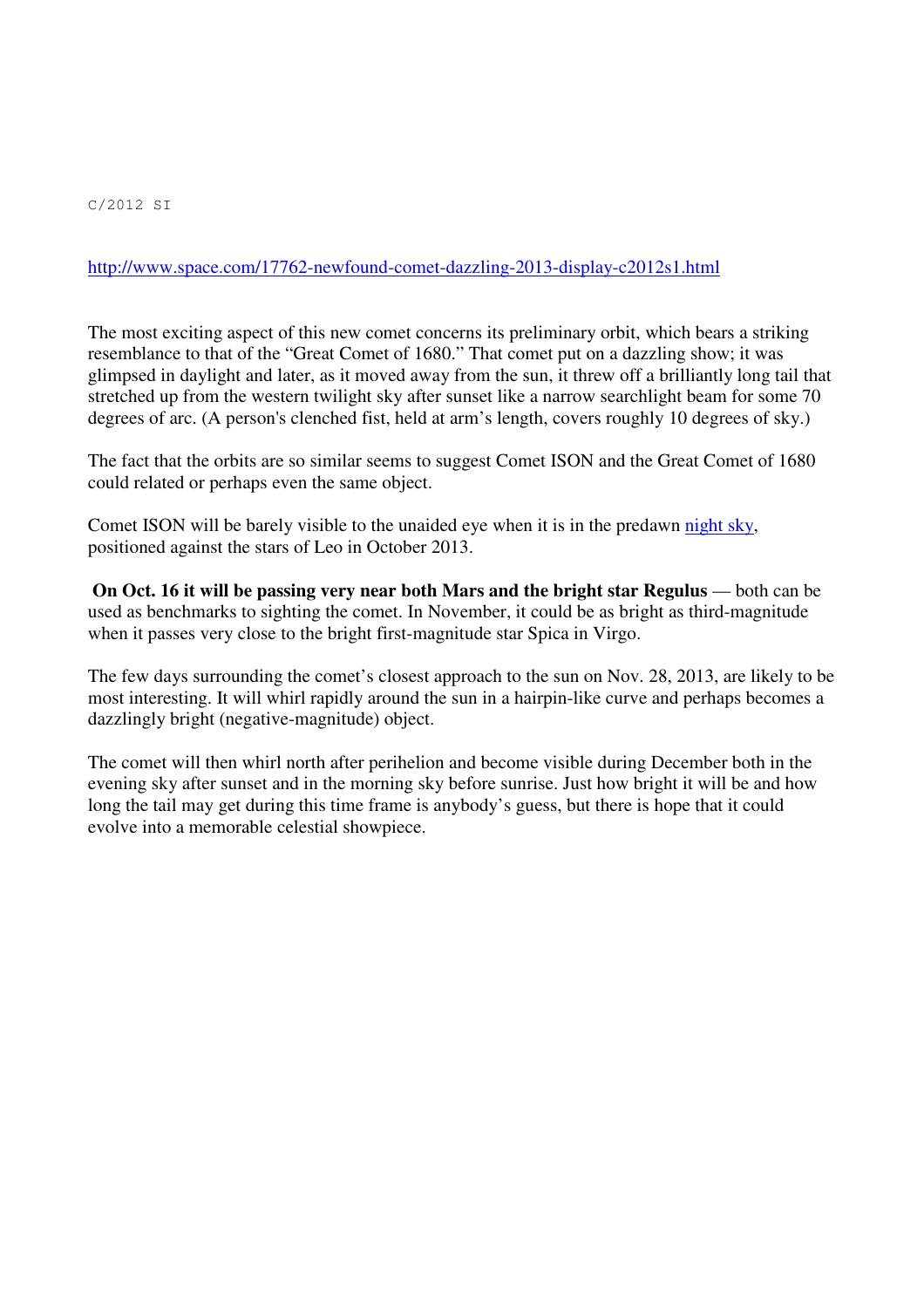C/2012 SI

http://www.space.com/17762-newfound-comet-dazzling-2013-display-c2012s1.html

The most exciting aspect of this new comet concerns its preliminary orbit, which bears a striking resemblance to that of the "Great Comet of 1680." That comet put on a dazzling show; it was glimpsed in daylight and later, as it moved away from the sun, it threw off a brilliantly long tail that stretched up from the western twilight sky after sunset like a narrow searchlight beam for some 70 degrees of arc. (A person's clenched fist, held at arm's length, covers roughly 10 degrees of sky.)

The fact that the orbits are so similar seems to suggest Comet ISON and the Great Comet of 1680 could related or perhaps even the same object.

Comet ISON will be barely visible to the unaided eye when it is in the predawn night sky, positioned against the stars of Leo in October 2013.

**On Oct. 16 it will be passing very near both Mars and the bright star Regulus** — both can be used as benchmarks to sighting the comet. In November, it could be as bright as third-magnitude when it passes very close to the bright first-magnitude star Spica in Virgo.

The few days surrounding the comet's closest approach to the sun on Nov. 28, 2013, are likely to be most interesting. It will whirl rapidly around the sun in a hairpin-like curve and perhaps becomes a dazzlingly bright (negative-magnitude) object.

The comet will then whirl north after perihelion and become visible during December both in the evening sky after sunset and in the morning sky before sunrise. Just how bright it will be and how long the tail may get during this time frame is anybody's guess, but there is hope that it could evolve into a memorable celestial showpiece.